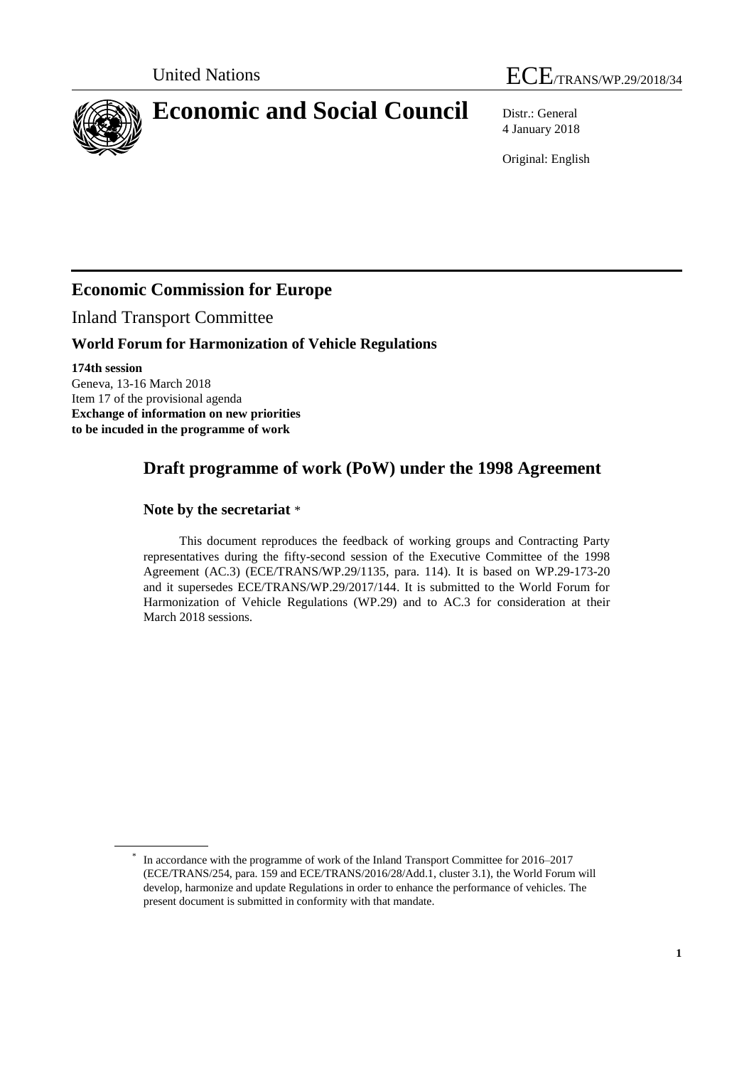United Nations ECE/TRANS/WP.29/2018/34

# Economic and Social Council

Distr.: General
4 January 2018

Original: English

## Economic Commission for Europe

Inland Transport Committee

### World Forum for Harmonization of Vehicle Regulations

**174th session**
Geneva, 13-16 March 2018
Item 17 of the provisional agenda
**Exchange of information on new priorities to be incuded in the programme of work**

## Draft programme of work (PoW) under the 1998 Agreement

### Note by the secretariat *

This document reproduces the feedback of working groups and Contracting Party representatives during the fifty-second session of the Executive Committee of the 1998 Agreement (AC.3) (ECE/TRANS/WP.29/1135, para. 114). It is based on WP.29-173-20 and it supersedes ECE/TRANS/WP.29/2017/144. It is submitted to the World Forum for Harmonization of Vehicle Regulations (WP.29) and to AC.3 for consideration at their March 2018 sessions.

* In accordance with the programme of work of the Inland Transport Committee for 2016–2017 (ECE/TRANS/254, para. 159 and ECE/TRANS/2016/28/Add.1, cluster 3.1), the World Forum will develop, harmonize and update Regulations in order to enhance the performance of vehicles. The present document is submitted in conformity with that mandate.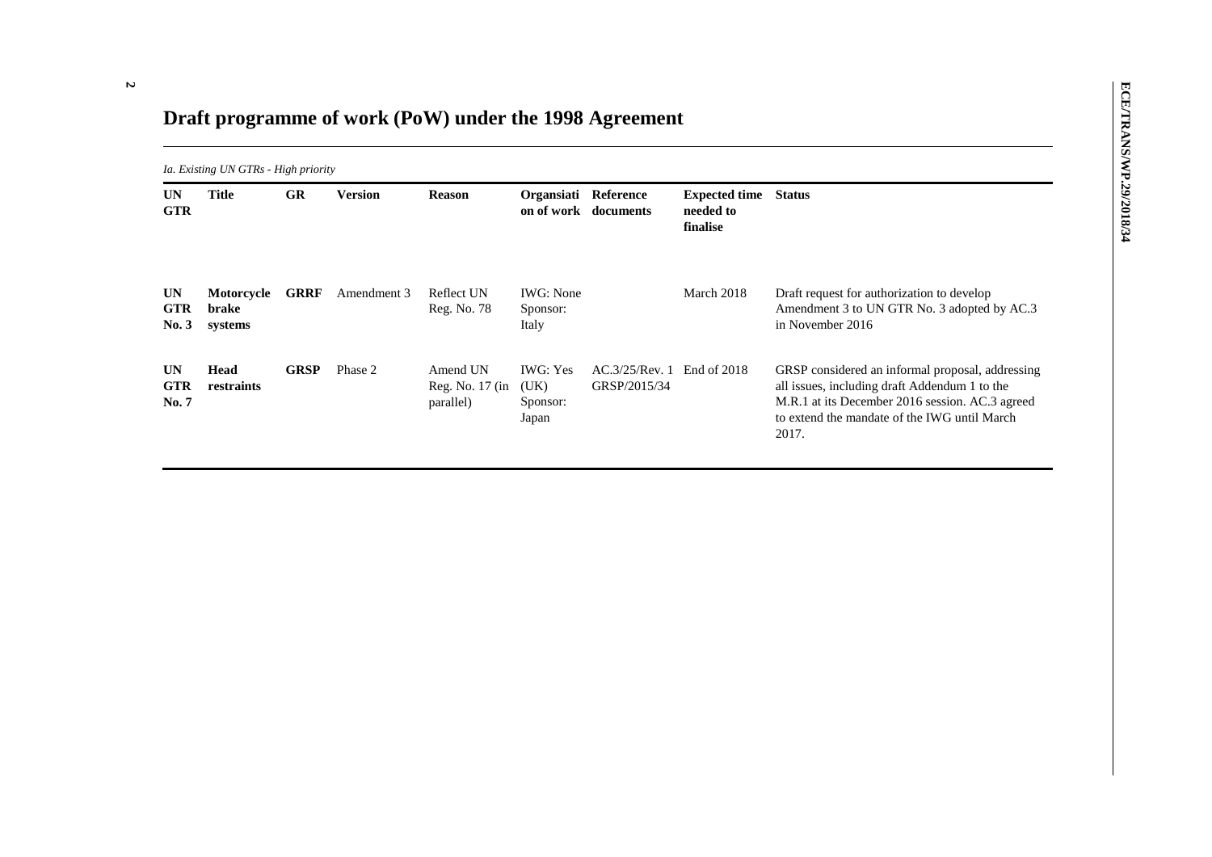# Draft programme of work (PoW) under the 1998 Agreement

*Ia. Existing UN GTRs - High priority*

| UN GTR | Title | GR | Version | Reason | Organsiation of work | Reference documents | Expected time needed to finalise | Status |
|---|---|---|---|---|---|---|---|---|
| **UN GTR No. 3** | **Motorcycle brake systems** | **GRRF** | Amendment 3 | Reflect UN Reg. No. 78 | IWG: None Sponsor: Italy | | March 2018 | Draft request for authorization to develop Amendment 3 to UN GTR No. 3 adopted by AC.3 in November 2016 |
| **UN GTR No. 7** | **Head restraints** | **GRSP** | Phase 2 | Amend UN Reg. No. 17 (in parallel) | IWG: Yes (UK) Sponsor: Japan | AC.3/25/Rev. 1 GRSP/2015/34 | End of 2018 | GRSP considered an informal proposal, addressing all issues, including draft Addendum 1 to the M.R.1 at its December 2016 session. AC.3 agreed to extend the mandate of the IWG until March 2017. |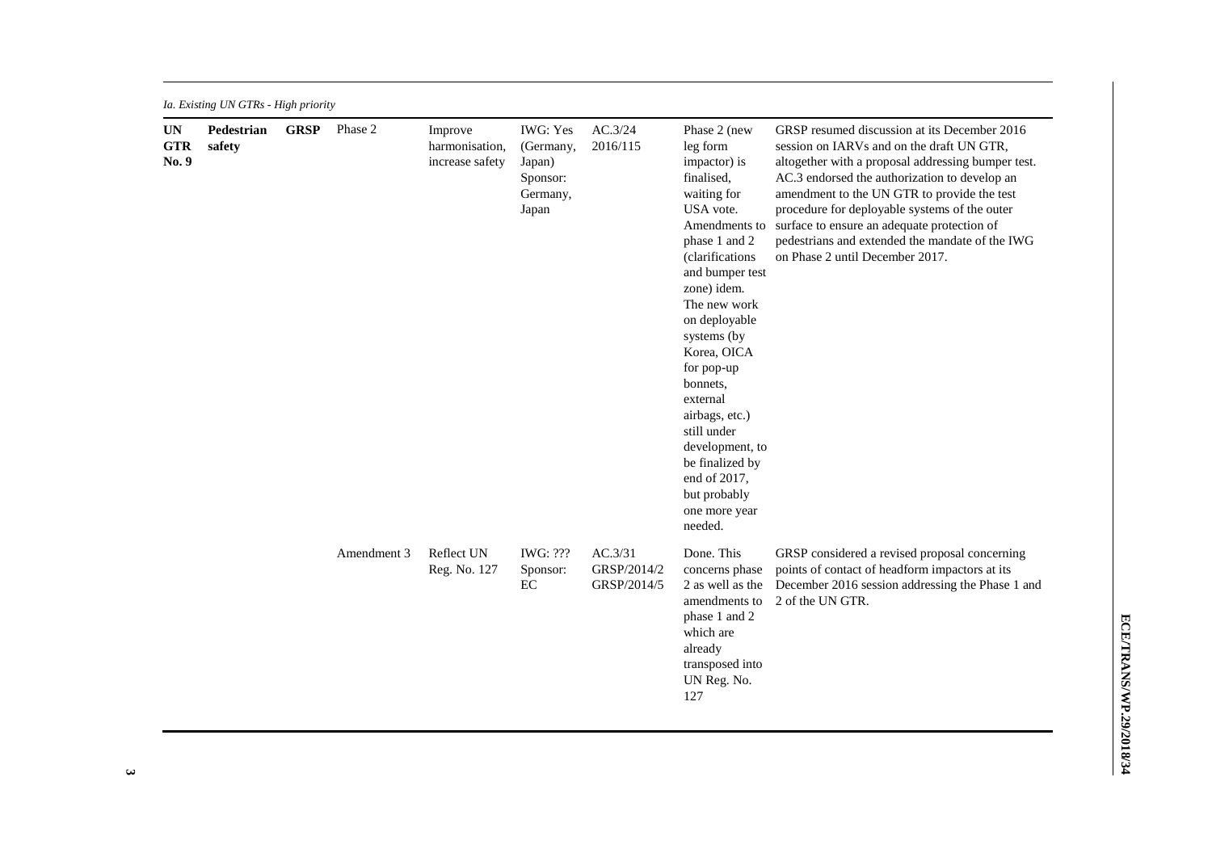*Ia. Existing UN GTRs - High priority*

| | | | | | | | | |
|---|---|---|---|---|---|---|---|---|
| **UN GTR No. 9** | **Pedestrian safety** | **GRSP** | Phase 2 | Improve harmonisation, increase safety | IWG: Yes (Germany, Japan) Sponsor: Germany, Japan | AC.3/24 2016/115 | Phase 2 (new leg form impactor) is finalised, waiting for USA vote. Amendments to phase 1 and 2 (clarifications and bumper test zone) idem. The new work on deployable systems (by Korea, OICA for pop-up bonnets, external airbags, etc.) still under development, to be finalized by end of 2017, but probably one more year needed. | GRSP resumed discussion at its December 2016 session on IARVs and on the draft UN GTR, altogether with a proposal addressing bumper test. AC.3 endorsed the authorization to develop an amendment to the UN GTR to provide the test procedure for deployable systems of the outer surface to ensure an adequate protection of pedestrians and extended the mandate of the IWG on Phase 2 until December 2017. |
| | | | Amendment 3 | Reflect UN Reg. No. 127 | IWG: ??? Sponsor: EC | AC.3/31 GRSP/2014/2 GRSP/2014/5 | Done. This concerns phase 2 as well as the amendments to phase 1 and 2 which are already transposed into UN Reg. No. 127 | GRSP considered a revised proposal concerning points of contact of headform impactors at its December 2016 session addressing the Phase 1 and 2 of the UN GTR. |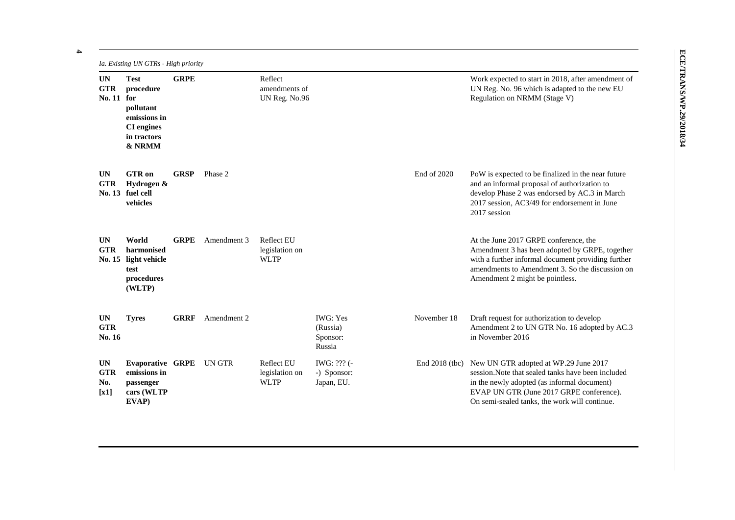*Ia. Existing UN GTRs - High priority*

| | | | | | | | |
|---|---|---|---|---|---|---|---|
| **UN GTR No. 11** | **Test procedure for pollutant emissions in CI engines in tractors & NRMM** | **GRPE** | | Reflect amendments of UN Reg. No.96 | | | Work expected to start in 2018, after amendment of UN Reg. No. 96 which is adapted to the new EU Regulation on NRMM (Stage V) |
| **UN GTR No. 13** | **GTR on Hydrogen & fuel cell vehicles** | **GRSP** | Phase 2 | | | End of 2020 | PoW is expected to be finalized in the near future and an informal proposal of authorization to develop Phase 2 was endorsed by AC.3 in March 2017 session, AC3/49 for endorsement in June 2017 session |
| **UN GTR No. 15** | **World harmonised light vehicle test procedures (WLTP)** | **GRPE** | Amendment 3 | Reflect EU legislation on WLTP | | | At the June 2017 GRPE conference, the Amendment 3 has been adopted by GRPE, together with a further informal document providing further amendments to Amendment 3. So the discussion on Amendment 2 might be pointless. |
| **UN GTR No. 16** | **Tyres** | **GRRF** | Amendment 2 | | IWG: Yes (Russia) Sponsor: Russia | November 18 | Draft request for authorization to develop Amendment 2 to UN GTR No. 16 adopted by AC.3 in November 2016 |
| **UN GTR No. [x1]** | **Evaporative emissions in passenger cars (WLTP EVAP)** | **GRPE** | UN GTR | Reflect EU legislation on WLTP | IWG: ??? (--) Sponsor: Japan, EU. | End 2018 (tbc) | New UN GTR adopted at WP.29 June 2017 session.Note that sealed tanks have been included in the newly adopted (as informal document) EVAP UN GTR (June 2017 GRPE conference). On semi-sealed tanks, the work will continue. |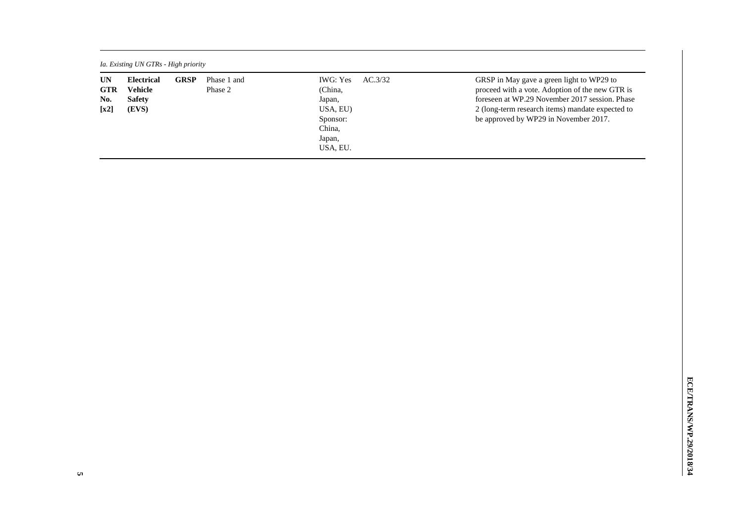*Ia. Existing UN GTRs - High priority*

| | | | | | | |
|---|---|---|---|---|---|---|
| **UN GTR No. [x2]** | **Electrical Vehicle Safety (EVS)** | **GRSP** | Phase 1 and Phase 2 | IWG: Yes (China, Japan, USA, EU) Sponsor: China, Japan, USA, EU. | AC.3/32 | GRSP in May gave a green light to WP29 to proceed with a vote. Adoption of the new GTR is foreseen at WP.29 November 2017 session. Phase 2 (long-term research items) mandate expected to be approved by WP29 in November 2017. |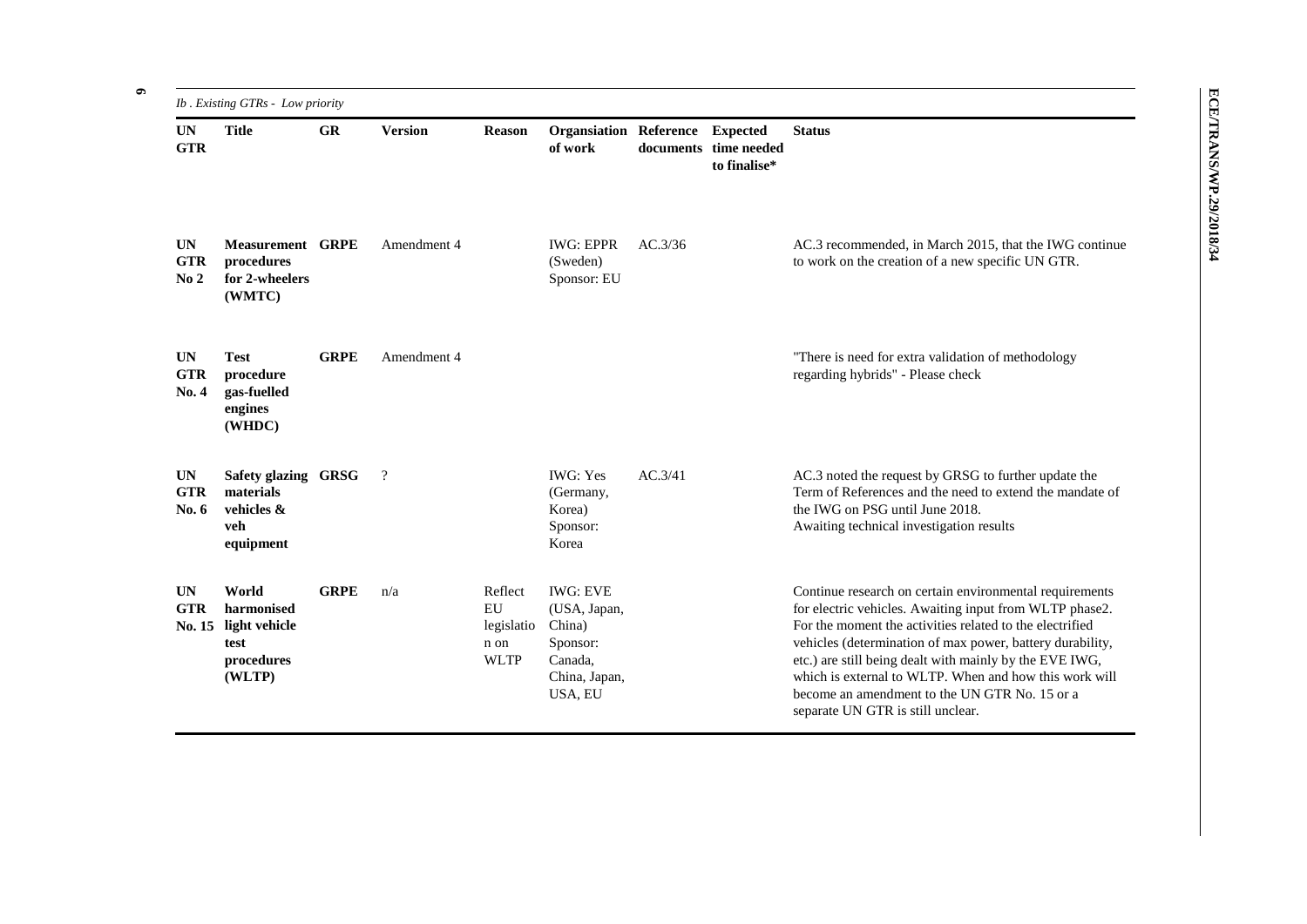*Ib . Existing GTRs - Low priority*

| UN GTR | Title | GR | Version | Reason | Organsiation of work | Reference documents | Expected time needed to finalise* | Status |
|---|---|---|---|---|---|---|---|---|
| **UN GTR No 2** | **Measurement procedures for 2-wheelers (WMTC)** | **GRPE** | Amendment 4 | | IWG: EPPR (Sweden) Sponsor: EU | AC.3/36 | | AC.3 recommended, in March 2015, that the IWG continue to work on the creation of a new specific UN GTR. |
| **UN GTR No. 4** | **Test procedure gas-fuelled engines (WHDC)** | **GRPE** | Amendment 4 | | | | | "There is need for extra validation of methodology regarding hybrids" - Please check |
| **UN GTR No. 6** | **Safety glazing materials vehicles & veh equipment** | **GRSG** | ? | | IWG: Yes (Germany, Korea) Sponsor: Korea | AC.3/41 | | AC.3 noted the request by GRSG to further update the Term of References and the need to extend the mandate of the IWG on PSG until June 2018. Awaiting technical investigation results |
| **UN GTR No. 15** | **World harmonised light vehicle test procedures (WLTP)** | **GRPE** | n/a | Reflect EU legislation on WLTP | IWG: EVE (USA, Japan, China) Sponsor: Canada, China, Japan, USA, EU | | | Continue research on certain environmental requirements for electric vehicles. Awaiting input from WLTP phase2. For the moment the activities related to the electrified vehicles (determination of max power, battery durability, etc.) are still being dealt with mainly by the EVE IWG, which is external to WLTP. When and how this work will become an amendment to the UN GTR No. 15 or a separate UN GTR is still unclear. |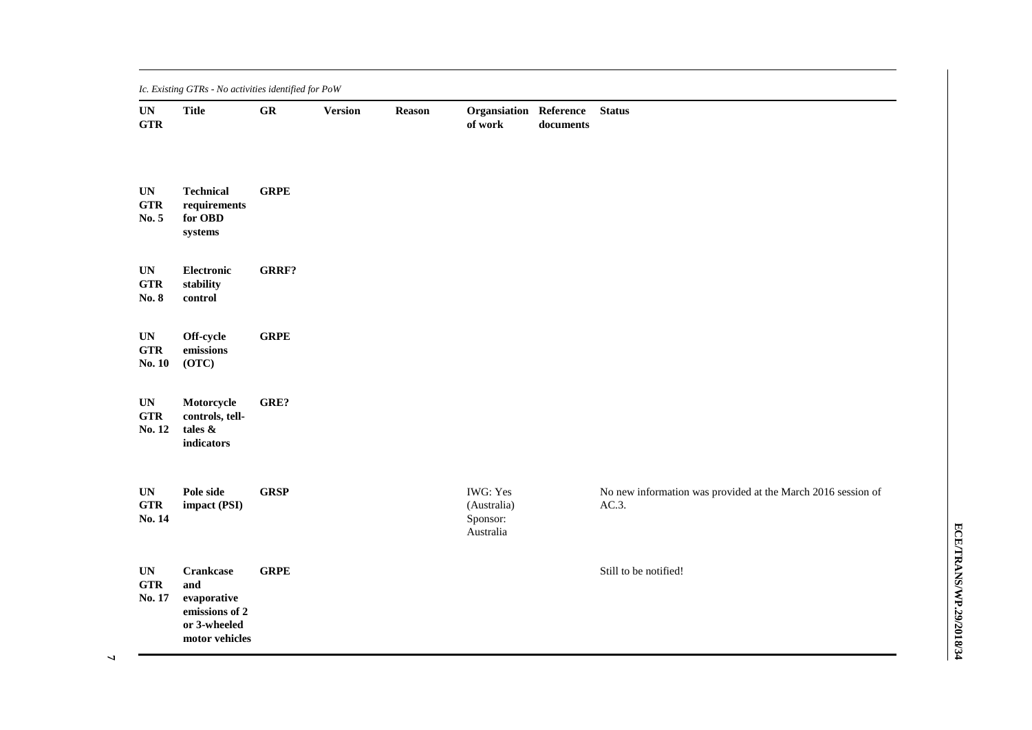*Ic. Existing GTRs - No activities identified for PoW*

| UN GTR | Title | GR | Version | Reason | Organsiation of work | Reference documents | Status |
|---|---|---|---|---|---|---|---|
| **UN GTR No. 5** | **Technical requirements for OBD systems** | **GRPE** | | | | | |
| **UN GTR No. 8** | **Electronic stability control** | **GRRF?** | | | | | |
| **UN GTR No. 10** | **Off-cycle emissions (OTC)** | **GRPE** | | | | | |
| **UN GTR No. 12** | **Motorcycle controls, tell-tales & indicators** | **GRE?** | | | | | |
| **UN GTR No. 14** | **Pole side impact (PSI)** | **GRSP** | | | IWG: Yes (Australia) Sponsor: Australia | | No new information was provided at the March 2016 session of AC.3. |
| **UN GTR No. 17** | **Crankcase and evaporative emissions of 2 or 3-wheeled motor vehicles** | **GRPE** | | | | | Still to be notified! |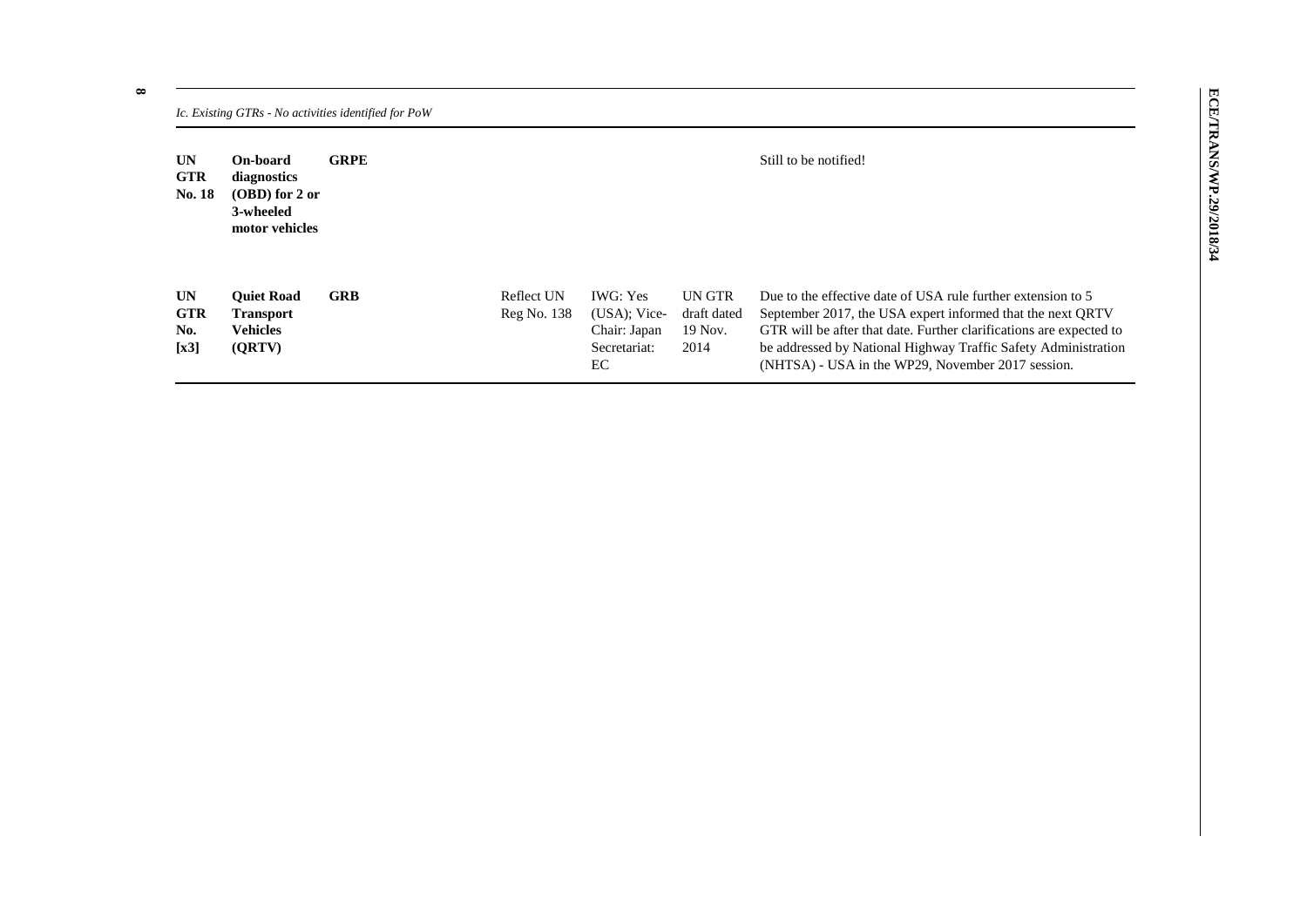*Ic. Existing GTRs - No activities identified for PoW*

| | | | | | | | |
|---|---|---|---|---|---|---|---|
| **UN GTR No. 18** | **On-board diagnostics (OBD) for 2 or 3-wheeled motor vehicles** | **GRPE** | | | | | Still to be notified! |
| **UN GTR No. [x3]** | **Quiet Road Transport Vehicles (QRTV)** | **GRB** | | Reflect UN Reg No. 138 | IWG: Yes (USA); Vice-Chair: Japan Secretariat: EC | UN GTR draft dated 19 Nov. 2014 | Due to the effective date of USA rule further extension to 5 September 2017, the USA expert informed that the next QRTV GTR will be after that date. Further clarifications are expected to be addressed by National Highway Traffic Safety Administration (NHTSA) - USA in the WP29, November 2017 session. |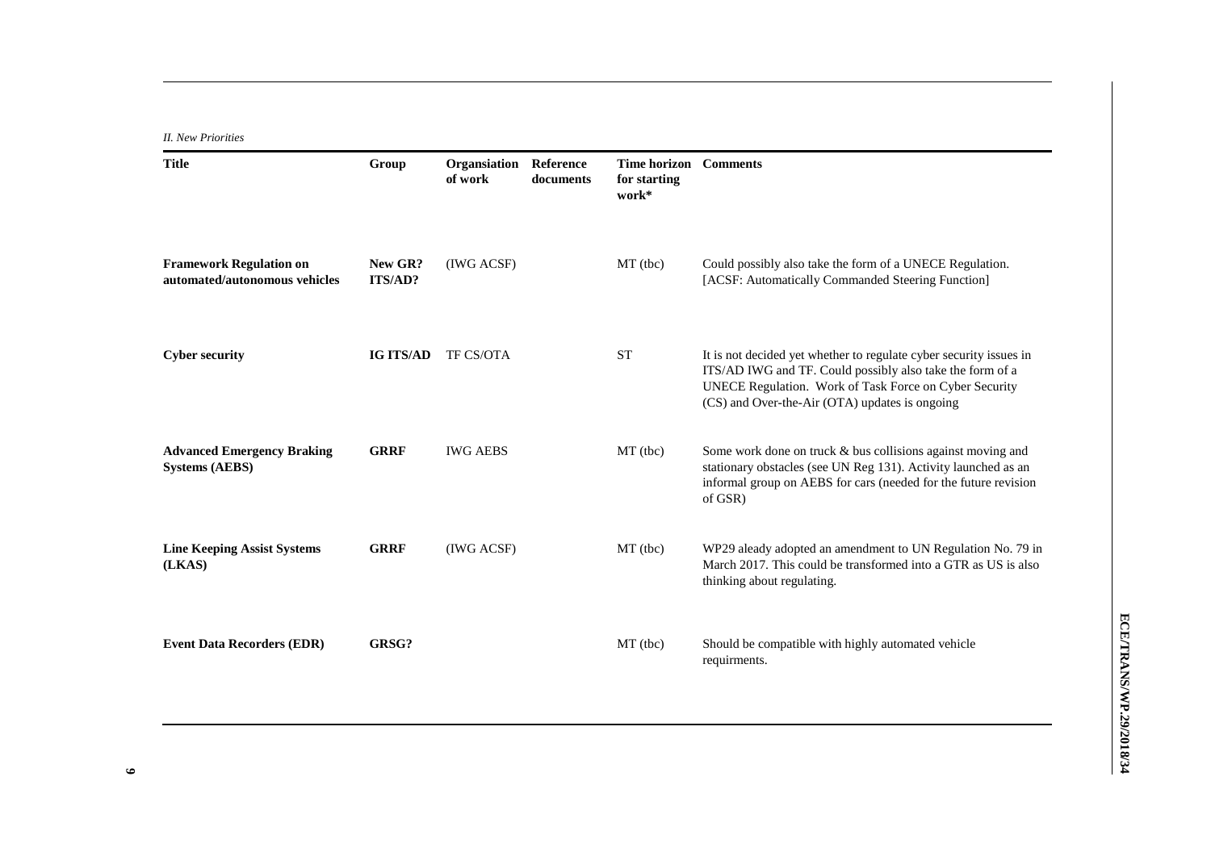*II. New Priorities*

| Title | Group | Organsiation of work | Reference documents | Time horizon for starting work* | Comments |
|---|---|---|---|---|---|
| **Framework Regulation on automated/autonomous vehicles** | **New GR? ITS/AD?** | (IWG ACSF) | | MT (tbc) | Could possibly also take the form of a UNECE Regulation. [ACSF: Automatically Commanded Steering Function] |
| **Cyber security** | **IG ITS/AD** | TF CS/OTA | | ST | It is not decided yet whether to regulate cyber security issues in ITS/AD IWG and TF. Could possibly also take the form of a UNECE Regulation. Work of Task Force on Cyber Security (CS) and Over-the-Air (OTA) updates is ongoing |
| **Advanced Emergency Braking Systems (AEBS)** | **GRRF** | IWG AEBS | | MT (tbc) | Some work done on truck & bus collisions against moving and stationary obstacles (see UN Reg 131). Activity launched as an informal group on AEBS for cars (needed for the future revision of GSR) |
| **Line Keeping Assist Systems (LKAS)** | **GRRF** | (IWG ACSF) | | MT (tbc) | WP29 aleady adopted an amendment to UN Regulation No. 79 in March 2017. This could be transformed into a GTR as US is also thinking about regulating. |
| **Event Data Recorders (EDR)** | **GRSG?** | | | MT (tbc) | Should be compatible with highly automated vehicle requirments. |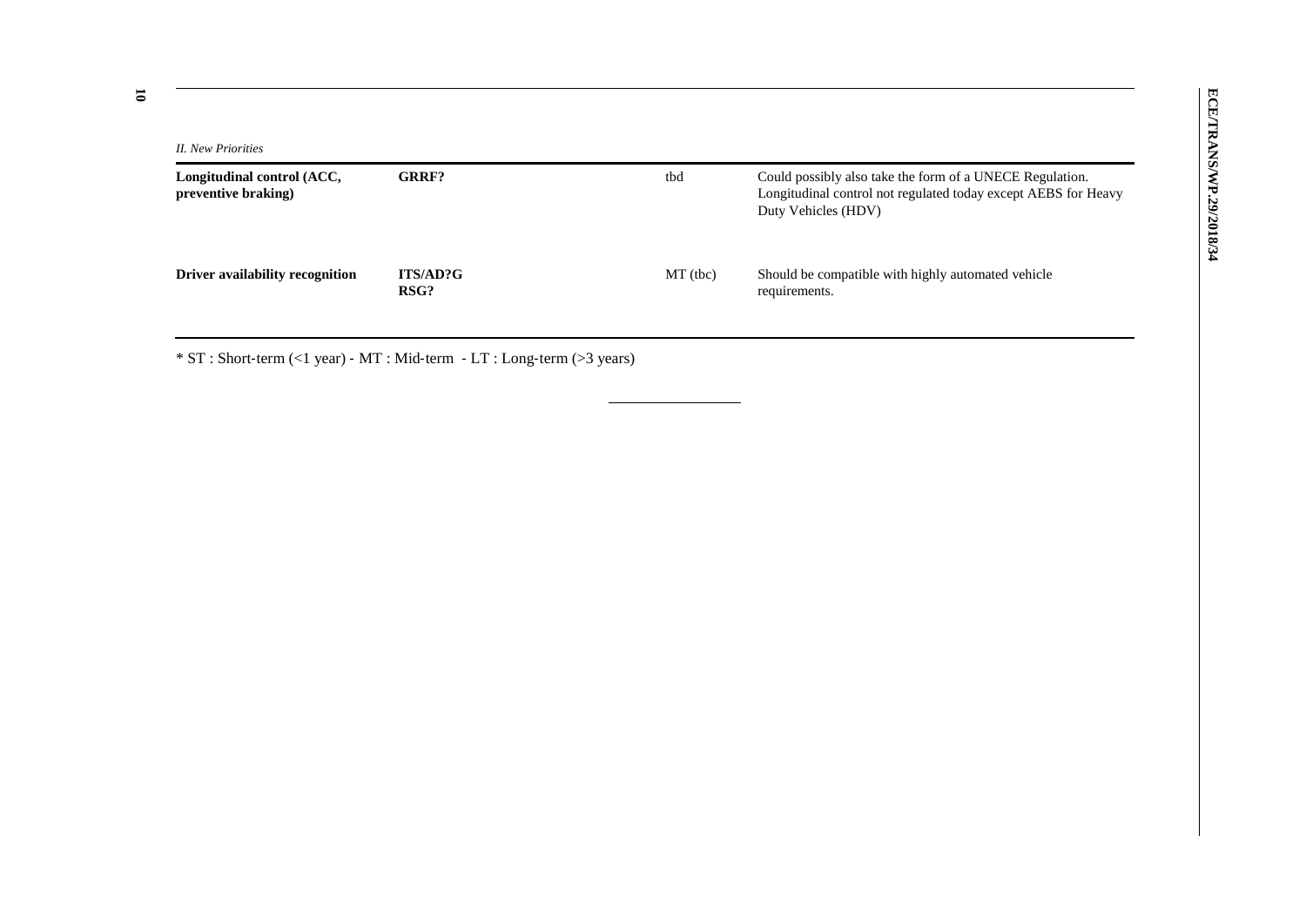*II. New Priorities*

| | | | |
|---|---|---|---|
| **Longitudinal control (ACC, preventive braking)** | **GRRF?** | tbd | Could possibly also take the form of a UNECE Regulation. Longitudinal control not regulated today except AEBS for Heavy Duty Vehicles (HDV) |
| **Driver availability recognition** | **ITS/AD?G RSG?** | MT (tbc) | Should be compatible with highly automated vehicle requirements. |

* ST : Short-term (<1 year) - MT : Mid-term - LT : Long-term (>3 years)